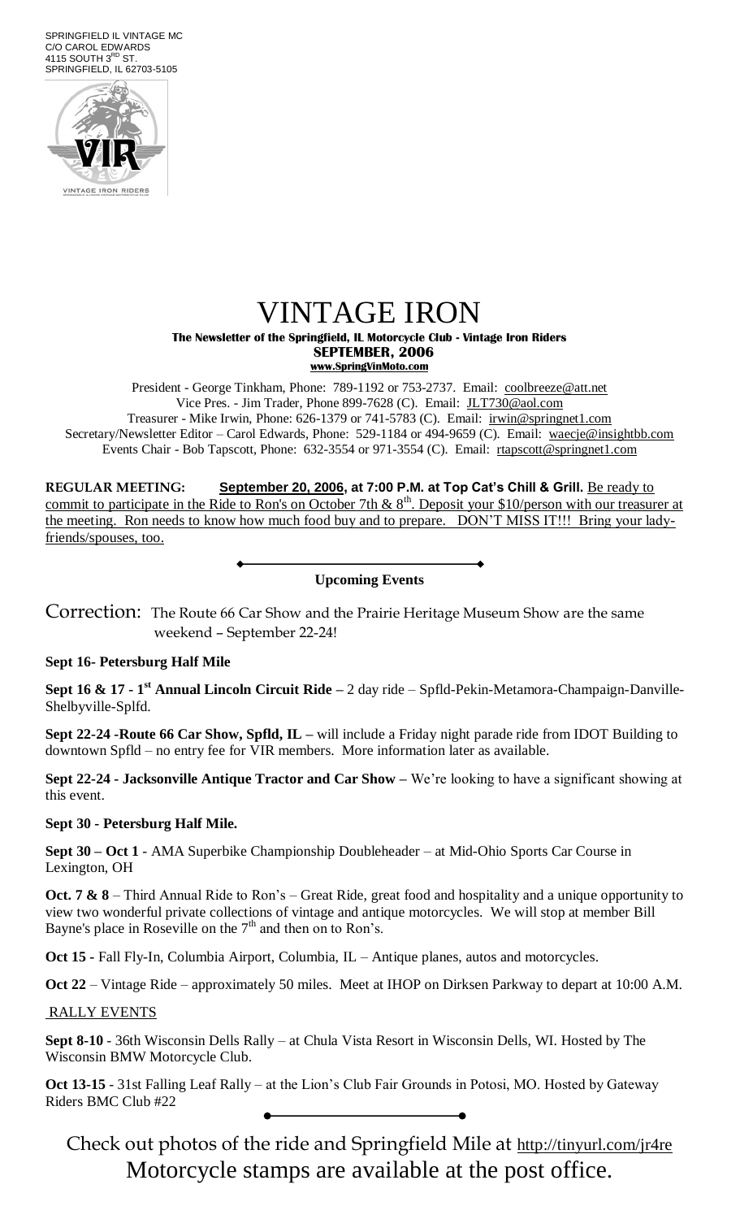SPRINGFIELD IL VINTAGE MC
C/O CAROL EDWARDS
4115 SOUTH 3RD ST.
SPRINGFIELD, IL 62703-5105

VIR
VINTAGE IRON RIDERS

# VINTAGE IRON

**The Newsletter of the Springfield, IL Motorcycle Club - Vintage Iron Riders**
**SEPTEMBER, 2006**
**www.SpringVinMoto.com**

President - George Tinkham, Phone: 789-1192 or 753-2737. Email: coolbreeze@att.net
Vice Pres. - Jim Trader, Phone 899-7628 (C). Email: JLT730@aol.com
Treasurer - Mike Irwin, Phone: 626-1379 or 741-5783 (C). Email: irwin@springnet1.com
Secretary/Newsletter Editor – Carol Edwards, Phone: 529-1184 or 494-9659 (C). Email: waecje@insightbb.com
Events Chair - Bob Tapscott, Phone: 632-3554 or 971-3554 (C). Email: rtapscott@springnet1.com

**REGULAR MEETING:** **September 20, 2006, at 7:00 P.M. at Top Cat's Chill & Grill.** Be ready to commit to participate in the Ride to Ron's on October 7th & 8th. Deposit your $10/person with our treasurer at the meeting. Ron needs to know how much food buy and to prepare. DON'T MISS IT!!! Bring your lady-friends/spouses, too.

**Upcoming Events**

Correction: The Route 66 Car Show and the Prairie Heritage Museum Show are the same weekend – September 22-24!

**Sept 16- Petersburg Half Mile**

**Sept 16 & 17 - 1st Annual Lincoln Circuit Ride –** 2 day ride – Spfld-Pekin-Metamora-Champaign-Danville-Shelbyville-Splfd.

**Sept 22-24 -Route 66 Car Show, Spfld, IL –** will include a Friday night parade ride from IDOT Building to downtown Spfld – no entry fee for VIR members. More information later as available.

**Sept 22-24 - Jacksonville Antique Tractor and Car Show –** We're looking to have a significant showing at this event.

**Sept 30 - Petersburg Half Mile.**

**Sept 30 – Oct 1** - AMA Superbike Championship Doubleheader – at Mid-Ohio Sports Car Course in Lexington, OH

**Oct. 7 & 8** – Third Annual Ride to Ron's – Great Ride, great food and hospitality and a unique opportunity to view two wonderful private collections of vintage and antique motorcycles. We will stop at member Bill Bayne's place in Roseville on the 7th and then on to Ron's.

**Oct 15 -** Fall Fly-In, Columbia Airport, Columbia, IL – Antique planes, autos and motorcycles.

**Oct 22** – Vintage Ride – approximately 50 miles. Meet at IHOP on Dirksen Parkway to depart at 10:00 A.M.

RALLY EVENTS

**Sept 8-10** - 36th Wisconsin Dells Rally – at Chula Vista Resort in Wisconsin Dells, WI. Hosted by The Wisconsin BMW Motorcycle Club.

**Oct 13-15** - 31st Falling Leaf Rally – at the Lion's Club Fair Grounds in Potosi, MO. Hosted by Gateway Riders BMC Club #22

Check out photos of the ride and Springfield Mile at http://tinyurl.com/jr4re
Motorcycle stamps are available at the post office.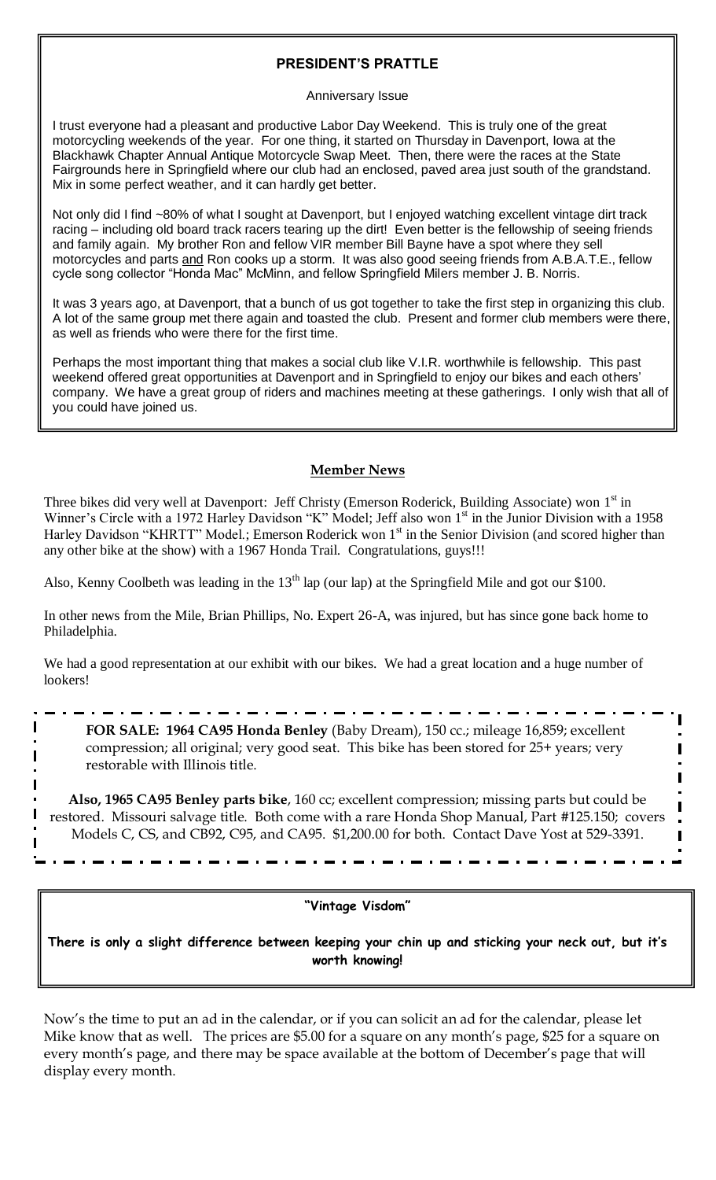## PRESIDENT'S PRATTLE

Anniversary Issue

I trust everyone had a pleasant and productive Labor Day Weekend. This is truly one of the great motorcycling weekends of the year. For one thing, it started on Thursday in Davenport, Iowa at the Blackhawk Chapter Annual Antique Motorcycle Swap Meet. Then, there were the races at the State Fairgrounds here in Springfield where our club had an enclosed, paved area just south of the grandstand. Mix in some perfect weather, and it can hardly get better.

Not only did I find ~80% of what I sought at Davenport, but I enjoyed watching excellent vintage dirt track racing – including old board track racers tearing up the dirt! Even better is the fellowship of seeing friends and family again. My brother Ron and fellow VIR member Bill Bayne have a spot where they sell motorcycles and parts and Ron cooks up a storm. It was also good seeing friends from A.B.A.T.E., fellow cycle song collector "Honda Mac" McMinn, and fellow Springfield Milers member J. B. Norris.

It was 3 years ago, at Davenport, that a bunch of us got together to take the first step in organizing this club. A lot of the same group met there again and toasted the club. Present and former club members were there, as well as friends who were there for the first time.

Perhaps the most important thing that makes a social club like V.I.R. worthwhile is fellowship. This past weekend offered great opportunities at Davenport and in Springfield to enjoy our bikes and each others' company. We have a great group of riders and machines meeting at these gatherings. I only wish that all of you could have joined us.

## Member News

Three bikes did very well at Davenport: Jeff Christy (Emerson Roderick, Building Associate) won 1st in Winner's Circle with a 1972 Harley Davidson "K" Model; Jeff also won 1st in the Junior Division with a 1958 Harley Davidson "KHRTT" Model.; Emerson Roderick won 1st in the Senior Division (and scored higher than any other bike at the show) with a 1967 Honda Trail. Congratulations, guys!!!

Also, Kenny Coolbeth was leading in the 13th lap (our lap) at the Springfield Mile and got our $100.

In other news from the Mile, Brian Phillips, No. Expert 26-A, was injured, but has since gone back home to Philadelphia.

We had a good representation at our exhibit with our bikes. We had a great location and a huge number of lookers!

**FOR SALE: 1964 CA95 Honda Benley** (Baby Dream), 150 cc.; mileage 16,859; excellent compression; all original; very good seat. This bike has been stored for 25+ years; very restorable with Illinois title.

**Also, 1965 CA95 Benley parts bike**, 160 cc; excellent compression; missing parts but could be restored. Missouri salvage title. Both come with a rare Honda Shop Manual, Part #125.150; covers Models C, CS, and CB92, C95, and CA95. $1,200.00 for both. Contact Dave Yost at 529-3391.

**"Vintage Visdom"**

**There is only a slight difference between keeping your chin up and sticking your neck out, but it's worth knowing!**

Now's the time to put an ad in the calendar, or if you can solicit an ad for the calendar, please let Mike know that as well. The prices are $5.00 for a square on any month's page, $25 for a square on every month's page, and there may be space available at the bottom of December's page that will display every month.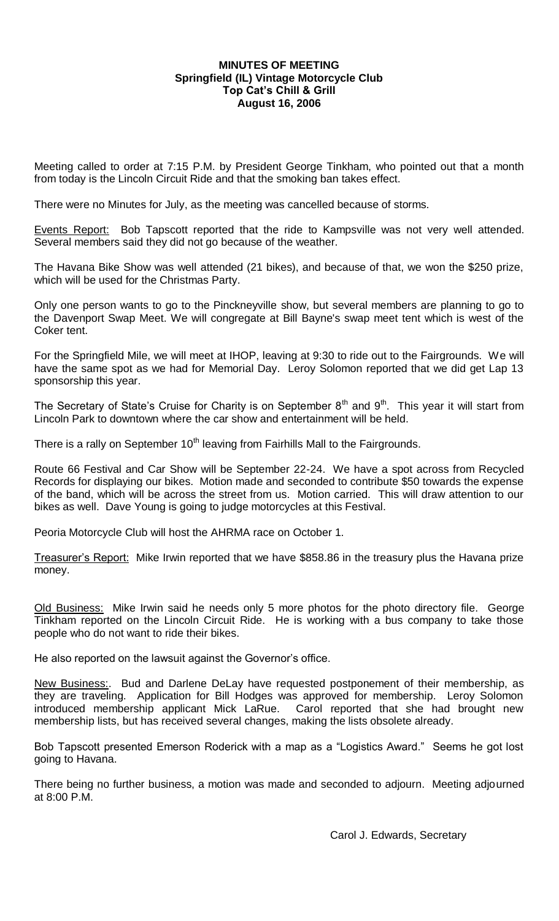# MINUTES OF MEETING
## Springfield (IL) Vintage Motorcycle Club
## Top Cat's Chill & Grill
## August 16, 2006

Meeting called to order at 7:15 P.M. by President George Tinkham, who pointed out that a month from today is the Lincoln Circuit Ride and that the smoking ban takes effect.

There were no Minutes for July, as the meeting was cancelled because of storms.

Events Report: Bob Tapscott reported that the ride to Kampsville was not very well attended. Several members said they did not go because of the weather.

The Havana Bike Show was well attended (21 bikes), and because of that, we won the $250 prize, which will be used for the Christmas Party.

Only one person wants to go to the Pinckneyville show, but several members are planning to go to the Davenport Swap Meet. We will congregate at Bill Bayne's swap meet tent which is west of the Coker tent.

For the Springfield Mile, we will meet at IHOP, leaving at 9:30 to ride out to the Fairgrounds. We will have the same spot as we had for Memorial Day. Leroy Solomon reported that we did get Lap 13 sponsorship this year.

The Secretary of State's Cruise for Charity is on September 8th and 9th. This year it will start from Lincoln Park to downtown where the car show and entertainment will be held.

There is a rally on September 10th leaving from Fairhills Mall to the Fairgrounds.

Route 66 Festival and Car Show will be September 22-24. We have a spot across from Recycled Records for displaying our bikes. Motion made and seconded to contribute $50 towards the expense of the band, which will be across the street from us. Motion carried. This will draw attention to our bikes as well. Dave Young is going to judge motorcycles at this Festival.

Peoria Motorcycle Club will host the AHRMA race on October 1.

Treasurer's Report: Mike Irwin reported that we have $858.86 in the treasury plus the Havana prize money.

Old Business: Mike Irwin said he needs only 5 more photos for the photo directory file. George Tinkham reported on the Lincoln Circuit Ride. He is working with a bus company to take those people who do not want to ride their bikes.

He also reported on the lawsuit against the Governor's office.

New Business:. Bud and Darlene DeLay have requested postponement of their membership, as they are traveling. Application for Bill Hodges was approved for membership. Leroy Solomon introduced membership applicant Mick LaRue. Carol reported that she had brought new membership lists, but has received several changes, making the lists obsolete already.

Bob Tapscott presented Emerson Roderick with a map as a "Logistics Award." Seems he got lost going to Havana.

There being no further business, a motion was made and seconded to adjourn. Meeting adjourned at 8:00 P.M.

Carol J. Edwards, Secretary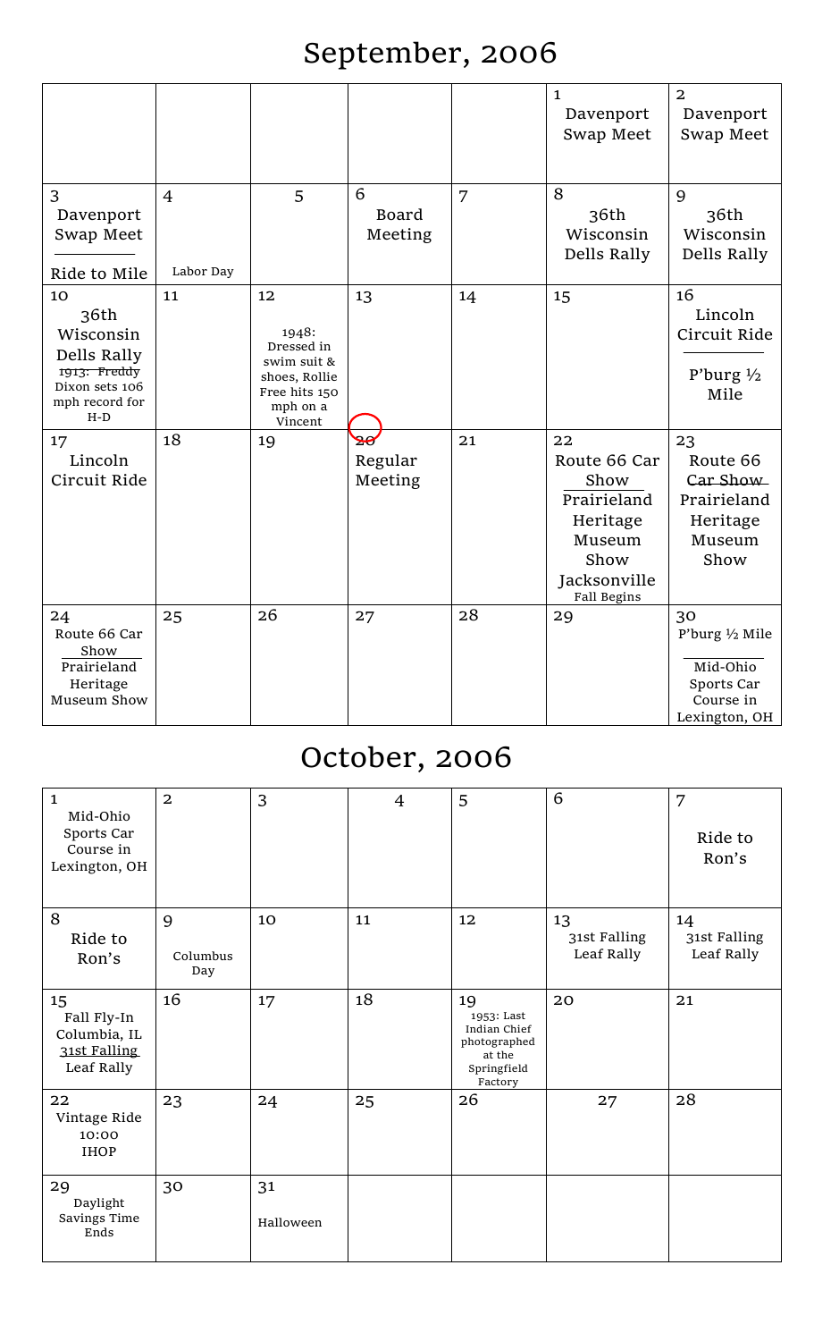# September, 2006

| | | | | | | |
|---|---|---|---|---|---|---|
| | | | | | 1<br>Davenport Swap Meet | 2<br>Davenport Swap Meet |
| 3<br>Davenport Swap Meet<br>Ride to Mile | 4<br>Labor Day | 5 | 6<br>Board Meeting | 7 | 8<br>36th Wisconsin Dells Rally | 9<br>36th Wisconsin Dells Rally |
| 10<br>36th Wisconsin Dells Rally<br>1913: Freddy Dixon sets 106 mph record for H-D | 11 | 12<br>1948: Dressed in swim suit & shoes, Rollie Free hits 150 mph on a Vincent | 13 | 14 | 15 | 16<br>Lincoln Circuit Ride<br>P'burg ½ Mile |
| 17<br>Lincoln Circuit Ride | 18 | 19 | 20<br>Regular Meeting | 21 | 22<br>Route 66 Car Show<br>Prairieland Heritage Museum Show<br>Jacksonville<br>Fall Begins | 23<br>Route 66 Car Show<br>Prairieland Heritage Museum Show |
| 24<br>Route 66 Car Show<br>Prairieland Heritage Museum Show | 25 | 26 | 27 | 28 | 29 | 30<br>P'burg ½ Mile<br>Mid-Ohio Sports Car Course in Lexington, OH |

# October, 2006

| | | | | | | |
|---|---|---|---|---|---|---|
| 1<br>Mid-Ohio Sports Car Course in Lexington, OH | 2 | 3 | 4 | 5 | 6 | 7<br>Ride to Ron's |
| 8<br>Ride to Ron's | 9<br>Columbus Day | 10 | 11 | 12 | 13<br>31st Falling Leaf Rally | 14<br>31st Falling Leaf Rally |
| 15<br>Fall Fly-In Columbia, IL<br>31st Falling Leaf Rally | 16 | 17 | 18 | 19<br>1953: Last Indian Chief photographed at the Springfield Factory | 20 | 21 |
| 22<br>Vintage Ride 10:00 IHOP | 23 | 24 | 25 | 26 | 27 | 28 |
| 29<br>Daylight Savings Time Ends | 30 | 31<br>Halloween | | | | |